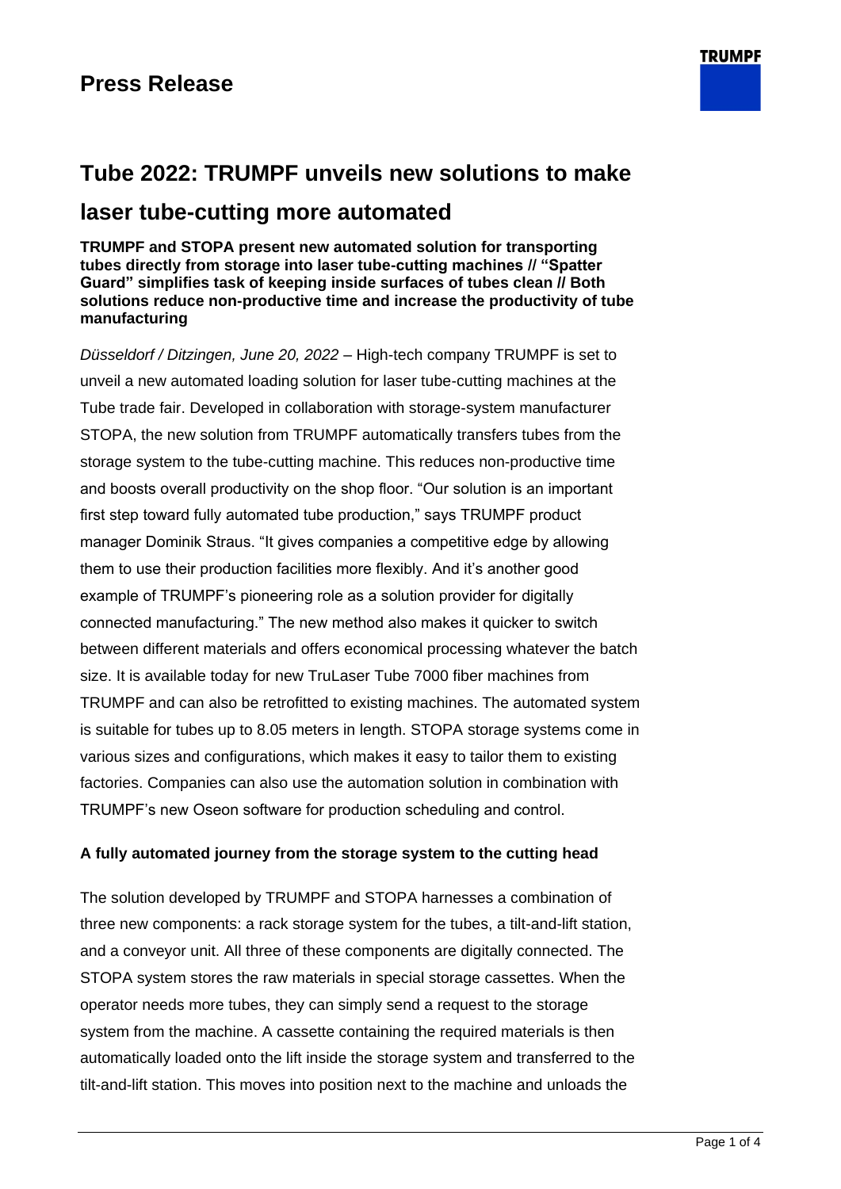# Press Release

## Tube 2022: TRUMPF unveils new solutions to make laser tube-cutting more automated

**TRUMPF and STOPA present new automated solution for transporting tubes directly from storage into laser tube-cutting machines // "Spatter Guard" simplifies task of keeping inside surfaces of tubes clean // Both solutions reduce non-productive time and increase the productivity of tube manufacturing**

*Düsseldorf / Ditzingen, June 20, 2022* – High-tech company TRUMPF is set to unveil a new automated loading solution for laser tube-cutting machines at the Tube trade fair. Developed in collaboration with storage-system manufacturer STOPA, the new solution from TRUMPF automatically transfers tubes from the storage system to the tube-cutting machine. This reduces non-productive time and boosts overall productivity on the shop floor. "Our solution is an important first step toward fully automated tube production," says TRUMPF product manager Dominik Straus. "It gives companies a competitive edge by allowing them to use their production facilities more flexibly. And it's another good example of TRUMPF's pioneering role as a solution provider for digitally connected manufacturing." The new method also makes it quicker to switch between different materials and offers economical processing whatever the batch size. It is available today for new TruLaser Tube 7000 fiber machines from TRUMPF and can also be retrofitted to existing machines. The automated system is suitable for tubes up to 8.05 meters in length. STOPA storage systems come in various sizes and configurations, which makes it easy to tailor them to existing factories. Companies can also use the automation solution in combination with TRUMPF's new Oseon software for production scheduling and control.

### A fully automated journey from the storage system to the cutting head

The solution developed by TRUMPF and STOPA harnesses a combination of three new components: a rack storage system for the tubes, a tilt-and-lift station, and a conveyor unit. All three of these components are digitally connected. The STOPA system stores the raw materials in special storage cassettes. When the operator needs more tubes, they can simply send a request to the storage system from the machine. A cassette containing the required materials is then automatically loaded onto the lift inside the storage system and transferred to the tilt-and-lift station. This moves into position next to the machine and unloads the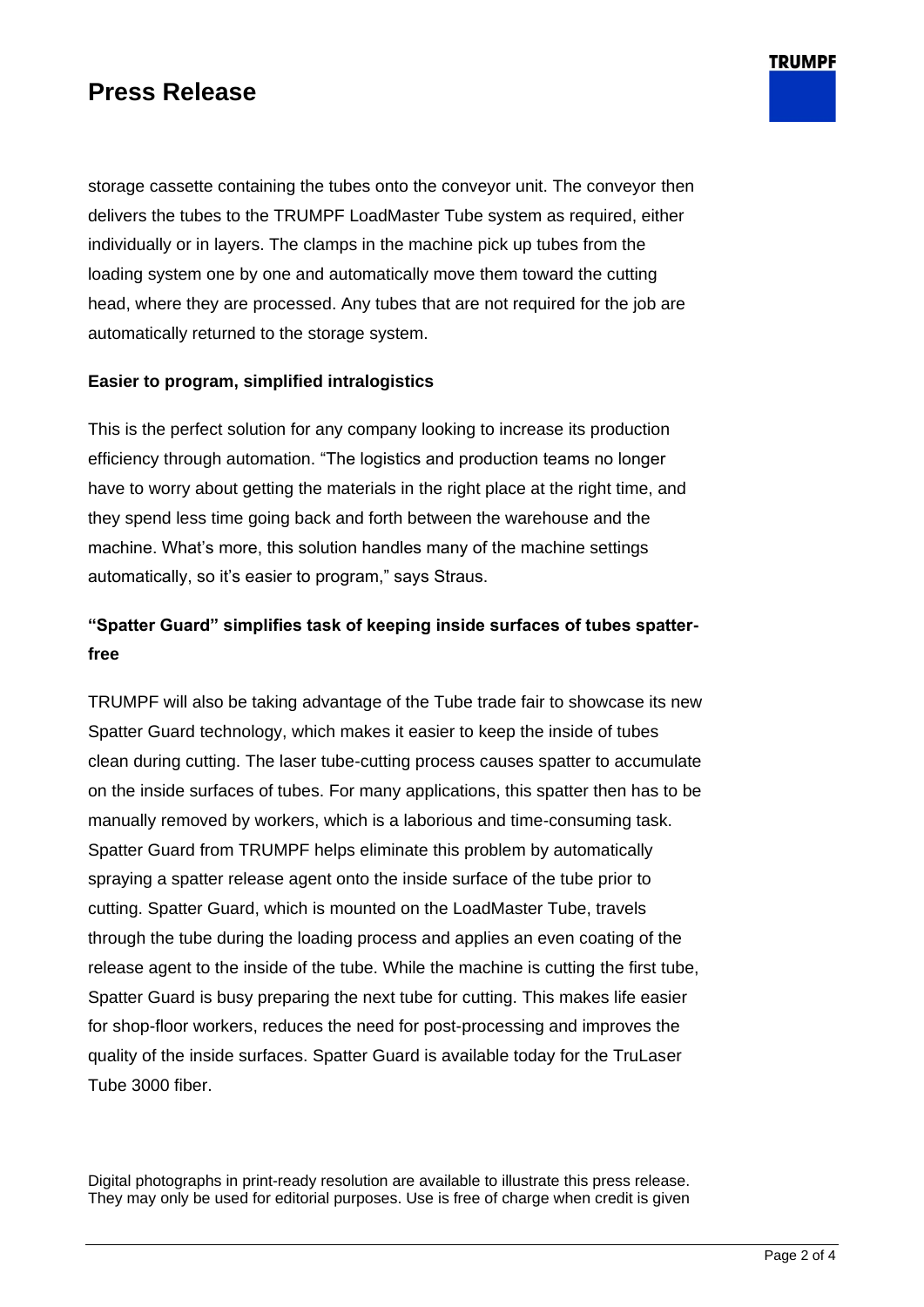storage cassette containing the tubes onto the conveyor unit. The conveyor then delivers the tubes to the TRUMPF LoadMaster Tube system as required, either individually or in layers. The clamps in the machine pick up tubes from the loading system one by one and automatically move them toward the cutting head, where they are processed. Any tubes that are not required for the job are automatically returned to the storage system.

**Easier to program, simplified intralogistics**

This is the perfect solution for any company looking to increase its production efficiency through automation. "The logistics and production teams no longer have to worry about getting the materials in the right place at the right time, and they spend less time going back and forth between the warehouse and the machine. What's more, this solution handles many of the machine settings automatically, so it's easier to program," says Straus.

**"Spatter Guard" simplifies task of keeping inside surfaces of tubes spatter-free**

TRUMPF will also be taking advantage of the Tube trade fair to showcase its new Spatter Guard technology, which makes it easier to keep the inside of tubes clean during cutting. The laser tube-cutting process causes spatter to accumulate on the inside surfaces of tubes. For many applications, this spatter then has to be manually removed by workers, which is a laborious and time-consuming task. Spatter Guard from TRUMPF helps eliminate this problem by automatically spraying a spatter release agent onto the inside surface of the tube prior to cutting. Spatter Guard, which is mounted on the LoadMaster Tube, travels through the tube during the loading process and applies an even coating of the release agent to the inside of the tube. While the machine is cutting the first tube, Spatter Guard is busy preparing the next tube for cutting. This makes life easier for shop-floor workers, reduces the need for post-processing and improves the quality of the inside surfaces. Spatter Guard is available today for the TruLaser Tube 3000 fiber.

Digital photographs in print-ready resolution are available to illustrate this press release. They may only be used for editorial purposes. Use is free of charge when credit is given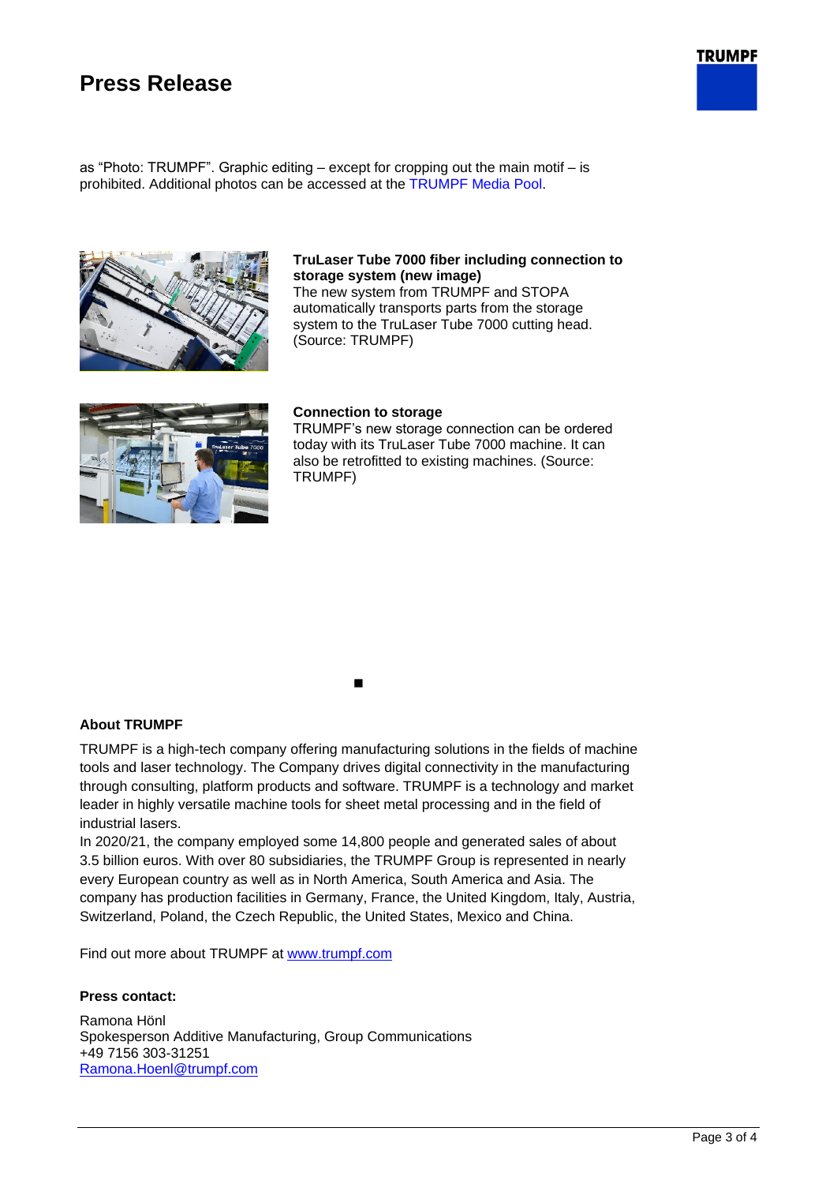as "Photo: TRUMPF". Graphic editing – except for cropping out the main motif – is prohibited. Additional photos can be accessed at the TRUMPF Media Pool.

**TruLaser Tube 7000 fiber including connection to storage system (new image)**
The new system from TRUMPF and STOPA automatically transports parts from the storage system to the TruLaser Tube 7000 cutting head. (Source: TRUMPF)

**Connection to storage**
TRUMPF's new storage connection can be ordered today with its TruLaser Tube 7000 machine. It can also be retrofitted to existing machines. (Source: TRUMPF)

■

**About TRUMPF**

TRUMPF is a high-tech company offering manufacturing solutions in the fields of machine tools and laser technology. The Company drives digital connectivity in the manufacturing through consulting, platform products and software. TRUMPF is a technology and market leader in highly versatile machine tools for sheet metal processing and in the field of industrial lasers.
In 2020/21, the company employed some 14,800 people and generated sales of about 3.5 billion euros. With over 80 subsidiaries, the TRUMPF Group is represented in nearly every European country as well as in North America, South America and Asia. The company has production facilities in Germany, France, the United Kingdom, Italy, Austria, Switzerland, Poland, the Czech Republic, the United States, Mexico and China.

Find out more about TRUMPF at www.trumpf.com

**Press contact:**

Ramona Hönl
Spokesperson Additive Manufacturing, Group Communications
+49 7156 303-31251
Ramona.Hoenl@trumpf.com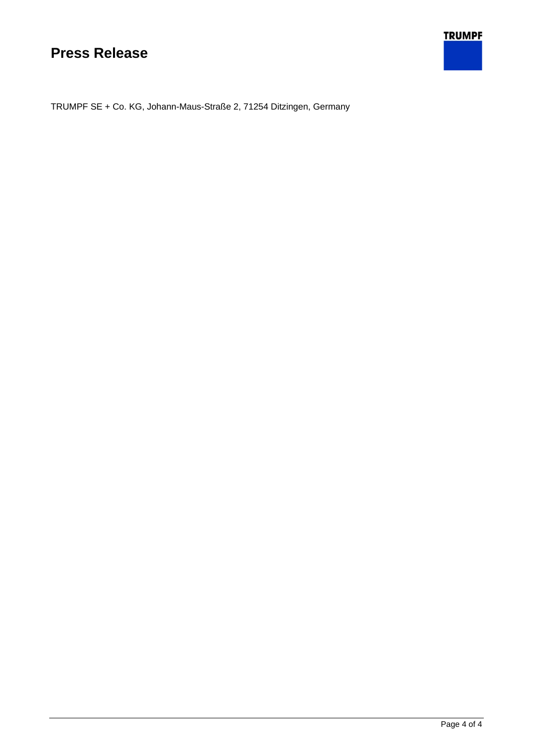TRUMPF SE + Co. KG, Johann-Maus-Straße 2, 71254 Ditzingen, Germany